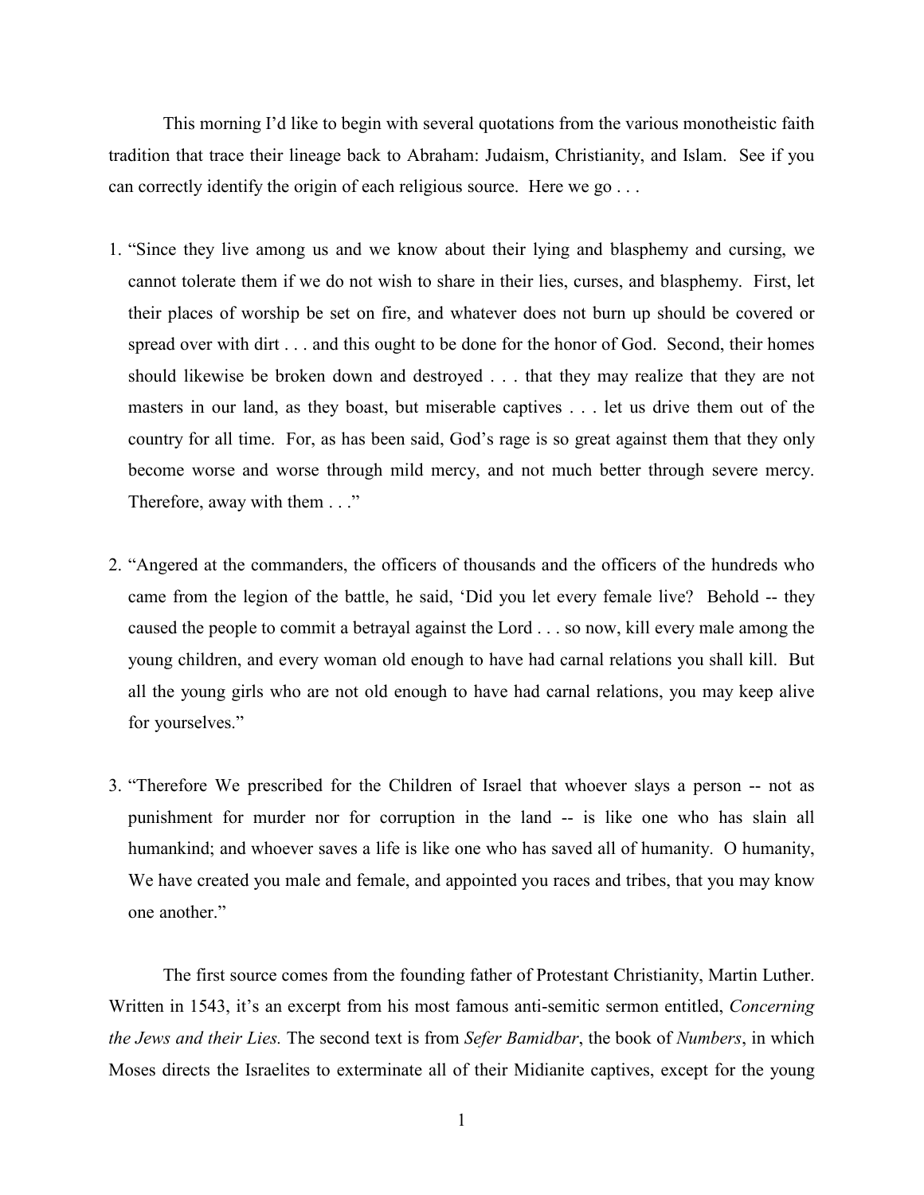This morning I'd like to begin with several quotations from the various monotheistic faith tradition that trace their lineage back to Abraham: Judaism, Christianity, and Islam. See if you can correctly identify the origin of each religious source. Here we go . . .

1. "Since they live among us and we know about their lying and blasphemy and cursing, we cannot tolerate them if we do not wish to share in their lies, curses, and blasphemy. First, let their places of worship be set on fire, and whatever does not burn up should be covered or spread over with dirt . . . and this ought to be done for the honor of God. Second, their homes should likewise be broken down and destroyed . . . that they may realize that they are not masters in our land, as they boast, but miserable captives . . . let us drive them out of the country for all time. For, as has been said, God's rage is so great against them that they only become worse and worse through mild mercy, and not much better through severe mercy. Therefore, away with them . . ."

2. "Angered at the commanders, the officers of thousands and the officers of the hundreds who came from the legion of the battle, he said, 'Did you let every female live? Behold -- they caused the people to commit a betrayal against the Lord . . . so now, kill every male among the young children, and every woman old enough to have had carnal relations you shall kill. But all the young girls who are not old enough to have had carnal relations, you may keep alive for yourselves."

3. "Therefore We prescribed for the Children of Israel that whoever slays a person -- not as punishment for murder nor for corruption in the land -- is like one who has slain all humankind; and whoever saves a life is like one who has saved all of humanity. O humanity, We have created you male and female, and appointed you races and tribes, that you may know one another."

The first source comes from the founding father of Protestant Christianity, Martin Luther. Written in 1543, it's an excerpt from his most famous anti-semitic sermon entitled, *Concerning the Jews and their Lies.* The second text is from *Sefer Bamidbar*, the book of *Numbers*, in which Moses directs the Israelites to exterminate all of their Midianite captives, except for the young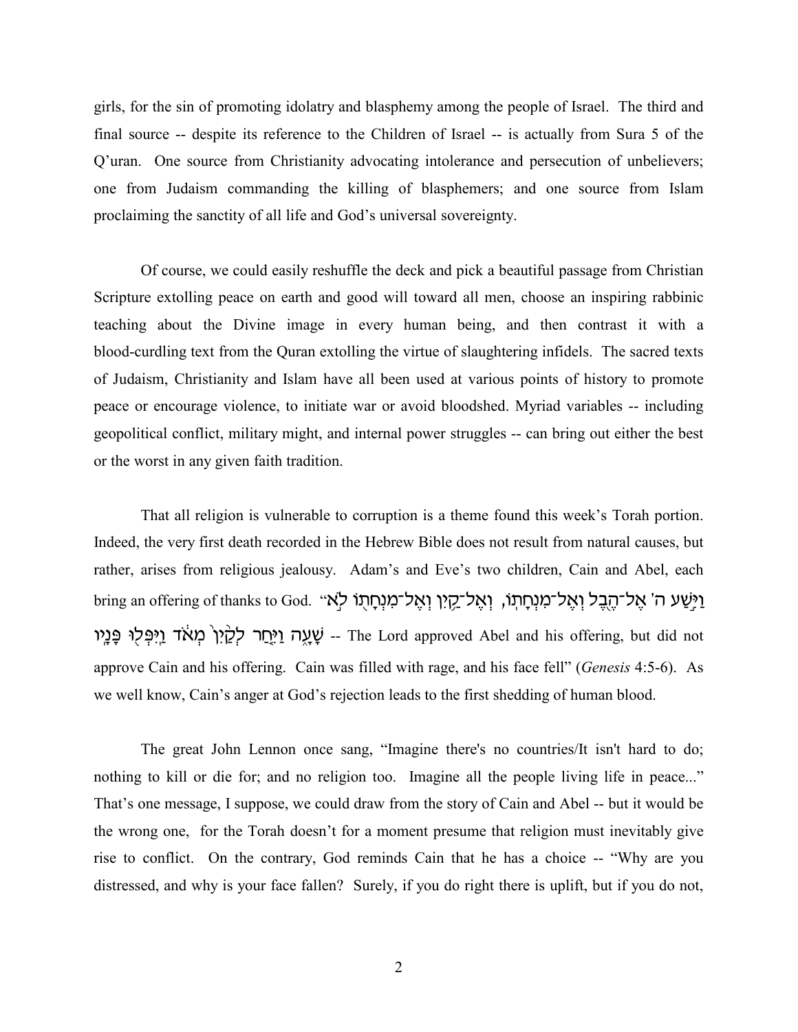girls, for the sin of promoting idolatry and blasphemy among the people of Israel. The third and final source -- despite its reference to the Children of Israel -- is actually from Sura 5 of the Q'uran. One source from Christianity advocating intolerance and persecution of unbelievers; one from Judaism commanding the killing of blasphemers; and one source from Islam proclaiming the sanctity of all life and God's universal sovereignty.

Of course, we could easily reshuffle the deck and pick a beautiful passage from Christian Scripture extolling peace on earth and good will toward all men, choose an inspiring rabbinic teaching about the Divine image in every human being, and then contrast it with a blood-curdling text from the Quran extolling the virtue of slaughtering infidels. The sacred texts of Judaism, Christianity and Islam have all been used at various points of history to promote peace or encourage violence, to initiate war or avoid bloodshed. Myriad variables -- including geopolitical conflict, military might, and internal power struggles -- can bring out either the best or the worst in any given faith tradition.

That all religion is vulnerable to corruption is a theme found this week's Torah portion. Indeed, the very first death recorded in the Hebrew Bible does not result from natural causes, but rather, arises from religious jealousy. Adam's and Eve's two children, Cain and Abel, each bring an offering of thanks to God. "וַיִּ֣שַׁע ה' אֶל־הֶ֖בֶל וְאֶל־מִנְחָתֽוֹ, וְאֶל־קַ֥יִן וְאֶל־מִנְחָת֖וֹ לֹ֣א שָׁעָ֑ה וַיִּ֤חַר לְקַ֙יִן֙ מְאֹ֔ד וַֽיִּפְּל֖וּ פָּנָֽיו -- The Lord approved Abel and his offering, but did not approve Cain and his offering. Cain was filled with rage, and his face fell" (*Genesis* 4:5-6). As we well know, Cain's anger at God's rejection leads to the first shedding of human blood.

The great John Lennon once sang, "Imagine there's no countries/It isn't hard to do; nothing to kill or die for; and no religion too. Imagine all the people living life in peace..." That's one message, I suppose, we could draw from the story of Cain and Abel -- but it would be the wrong one, for the Torah doesn't for a moment presume that religion must inevitably give rise to conflict. On the contrary, God reminds Cain that he has a choice -- "Why are you distressed, and why is your face fallen? Surely, if you do right there is uplift, but if you do not,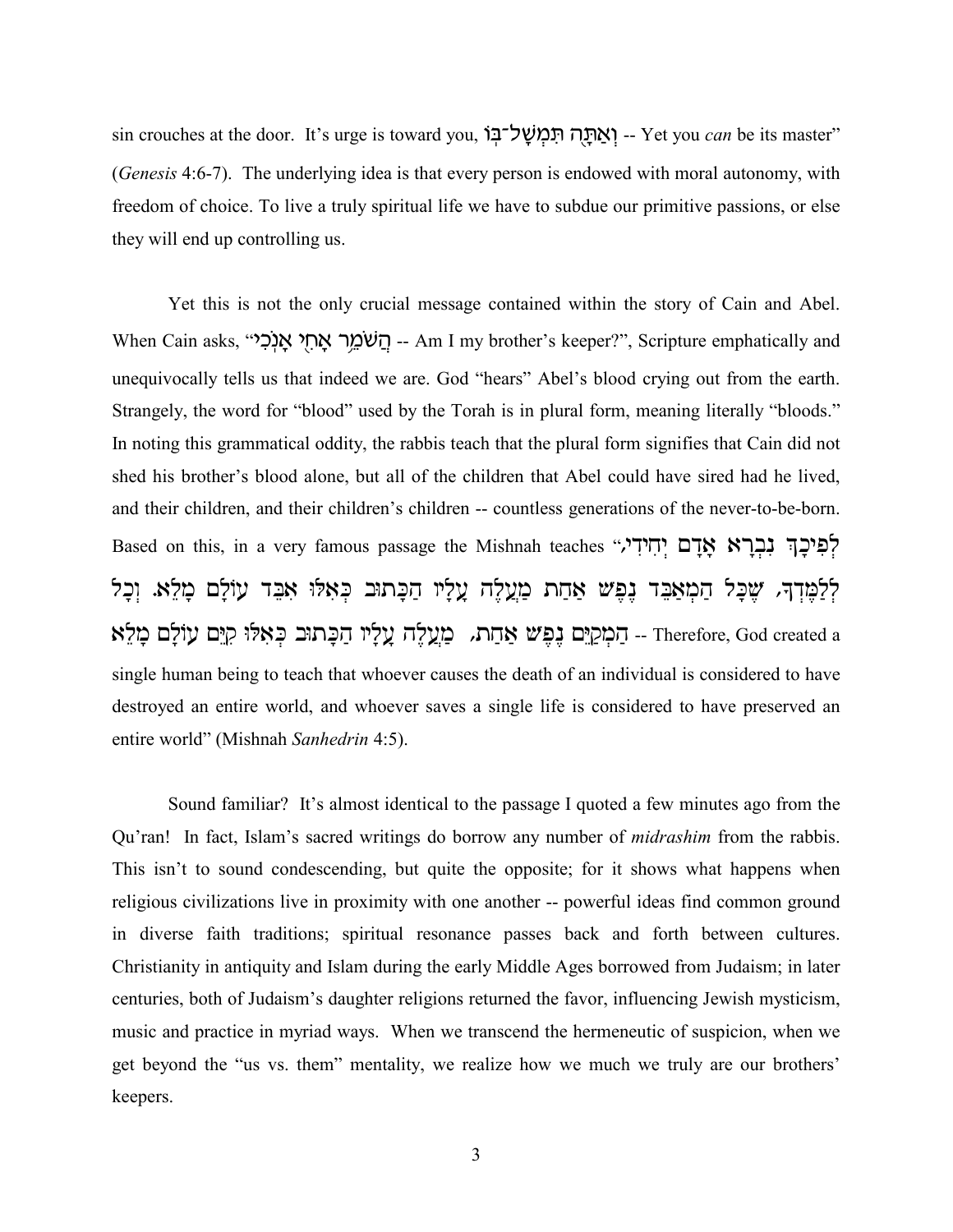sin crouches at the door. It's urge is toward you, וְאַתָּה תִּמְשָׁל־בּוֹ -- Yet you *can* be its master" (*Genesis* 4:6-7). The underlying idea is that every person is endowed with moral autonomy, with freedom of choice. To live a truly spiritual life we have to subdue our primitive passions, or else they will end up controlling us.

Yet this is not the only crucial message contained within the story of Cain and Abel. When Cain asks, "הֲשֹׁמֵר אָחִי אָנֹכִי -- Am I my brother's keeper?", Scripture emphatically and unequivocally tells us that indeed we are. God "hears" Abel's blood crying out from the earth. Strangely, the word for "blood" used by the Torah is in plural form, meaning literally "bloods." In noting this grammatical oddity, the rabbis teach that the plural form signifies that Cain did not shed his brother's blood alone, but all of the children that Abel could have sired had he lived, and their children, and their children's children -- countless generations of the never-to-be-born. Based on this, in a very famous passage the Mishnah teaches "לְפִיכָךְ נִבְרָא אָדָם יְחִידִי, לְלַמֶּדְךָ, שֶׁכָּל הַמְאַבֵּד נֶפֶשׁ אַחַת מַעֲלֶה עָלָיו הַכָּתוּב כְּאִלּוּ אִבֵּד עוֹלָם מָלֵא. וְכָל הַמְקַיֵּם נֶפֶשׁ אַחַת, מַעֲלֶה עָלָיו הַכָּתוּב כְּאִלּוּ קִיֵּם עוֹלָם מָלֵא -- Therefore, God created a single human being to teach that whoever causes the death of an individual is considered to have destroyed an entire world, and whoever saves a single life is considered to have preserved an entire world" (Mishnah *Sanhedrin* 4:5).

Sound familiar? It's almost identical to the passage I quoted a few minutes ago from the Qu'ran! In fact, Islam's sacred writings do borrow any number of *midrashim* from the rabbis. This isn't to sound condescending, but quite the opposite; for it shows what happens when religious civilizations live in proximity with one another -- powerful ideas find common ground in diverse faith traditions; spiritual resonance passes back and forth between cultures. Christianity in antiquity and Islam during the early Middle Ages borrowed from Judaism; in later centuries, both of Judaism's daughter religions returned the favor, influencing Jewish mysticism, music and practice in myriad ways. When we transcend the hermeneutic of suspicion, when we get beyond the "us vs. them" mentality, we realize how we much we truly are our brothers' keepers.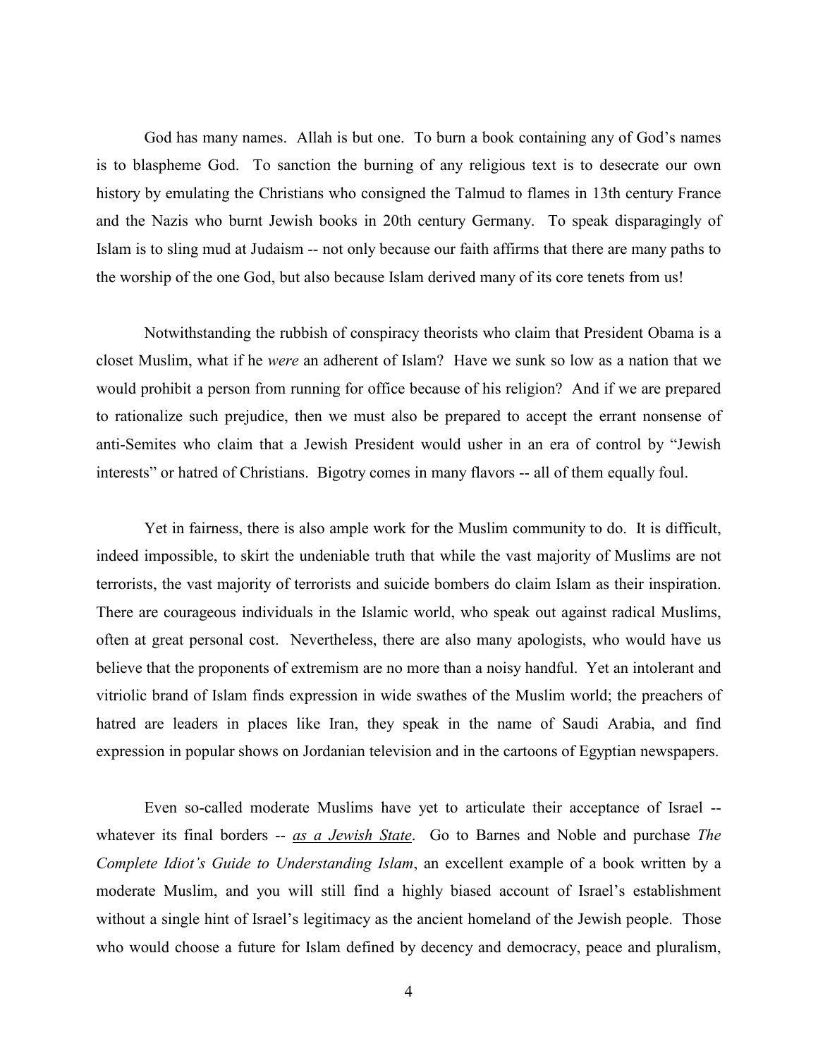God has many names. Allah is but one. To burn a book containing any of God's names is to blaspheme God. To sanction the burning of any religious text is to desecrate our own history by emulating the Christians who consigned the Talmud to flames in 13th century France and the Nazis who burnt Jewish books in 20th century Germany. To speak disparagingly of Islam is to sling mud at Judaism -- not only because our faith affirms that there are many paths to the worship of the one God, but also because Islam derived many of its core tenets from us!

Notwithstanding the rubbish of conspiracy theorists who claim that President Obama is a closet Muslim, what if he *were* an adherent of Islam? Have we sunk so low as a nation that we would prohibit a person from running for office because of his religion? And if we are prepared to rationalize such prejudice, then we must also be prepared to accept the errant nonsense of anti-Semites who claim that a Jewish President would usher in an era of control by "Jewish interests" or hatred of Christians. Bigotry comes in many flavors -- all of them equally foul.

Yet in fairness, there is also ample work for the Muslim community to do. It is difficult, indeed impossible, to skirt the undeniable truth that while the vast majority of Muslims are not terrorists, the vast majority of terrorists and suicide bombers do claim Islam as their inspiration. There are courageous individuals in the Islamic world, who speak out against radical Muslims, often at great personal cost. Nevertheless, there are also many apologists, who would have us believe that the proponents of extremism are no more than a noisy handful. Yet an intolerant and vitriolic brand of Islam finds expression in wide swathes of the Muslim world; the preachers of hatred are leaders in places like Iran, they speak in the name of Saudi Arabia, and find expression in popular shows on Jordanian television and in the cartoons of Egyptian newspapers.

Even so-called moderate Muslims have yet to articulate their acceptance of Israel -- whatever its final borders -- <u>*as a Jewish State*</u>. Go to Barnes and Noble and purchase *The Complete Idiot's Guide to Understanding Islam*, an excellent example of a book written by a moderate Muslim, and you will still find a highly biased account of Israel's establishment without a single hint of Israel's legitimacy as the ancient homeland of the Jewish people. Those who would choose a future for Islam defined by decency and democracy, peace and pluralism,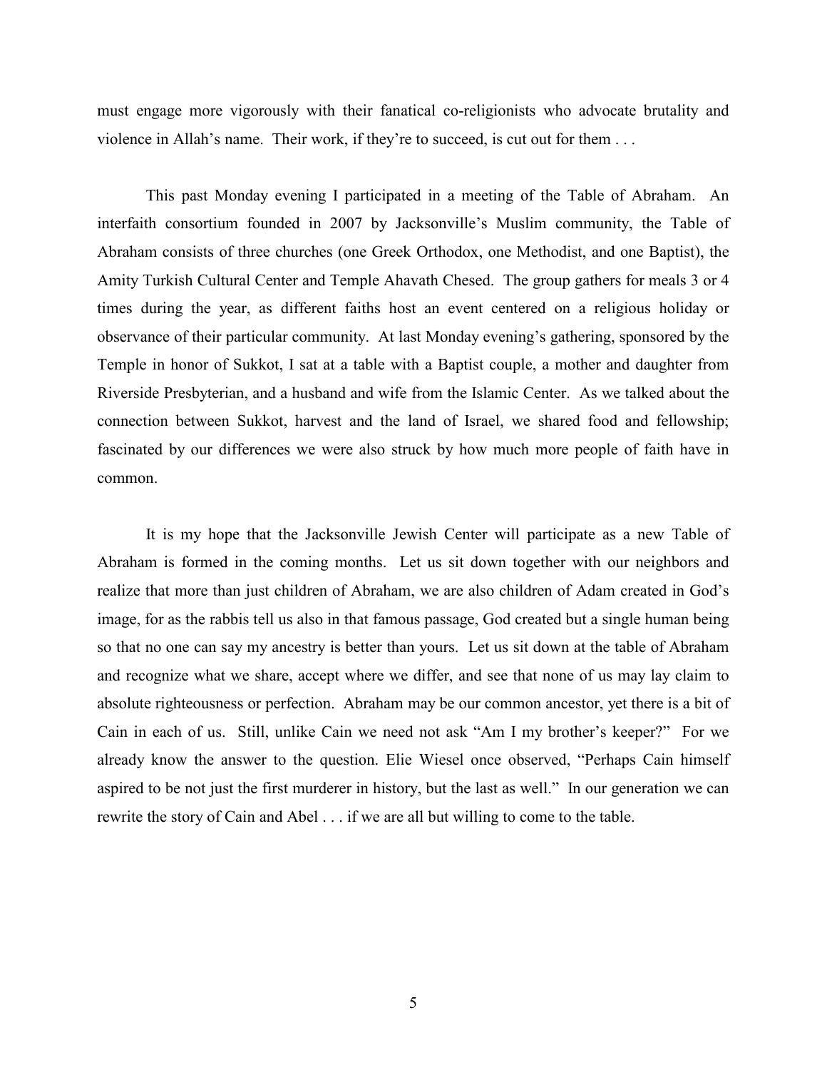must engage more vigorously with their fanatical co-religionists who advocate brutality and violence in Allah's name. Their work, if they're to succeed, is cut out for them . . .

This past Monday evening I participated in a meeting of the Table of Abraham. An interfaith consortium founded in 2007 by Jacksonville's Muslim community, the Table of Abraham consists of three churches (one Greek Orthodox, one Methodist, and one Baptist), the Amity Turkish Cultural Center and Temple Ahavath Chesed. The group gathers for meals 3 or 4 times during the year, as different faiths host an event centered on a religious holiday or observance of their particular community. At last Monday evening's gathering, sponsored by the Temple in honor of Sukkot, I sat at a table with a Baptist couple, a mother and daughter from Riverside Presbyterian, and a husband and wife from the Islamic Center. As we talked about the connection between Sukkot, harvest and the land of Israel, we shared food and fellowship; fascinated by our differences we were also struck by how much more people of faith have in common.

It is my hope that the Jacksonville Jewish Center will participate as a new Table of Abraham is formed in the coming months. Let us sit down together with our neighbors and realize that more than just children of Abraham, we are also children of Adam created in God's image, for as the rabbis tell us also in that famous passage, God created but a single human being so that no one can say my ancestry is better than yours. Let us sit down at the table of Abraham and recognize what we share, accept where we differ, and see that none of us may lay claim to absolute righteousness or perfection. Abraham may be our common ancestor, yet there is a bit of Cain in each of us. Still, unlike Cain we need not ask "Am I my brother's keeper?" For we already know the answer to the question. Elie Wiesel once observed, "Perhaps Cain himself aspired to be not just the first murderer in history, but the last as well." In our generation we can rewrite the story of Cain and Abel . . . if we are all but willing to come to the table.